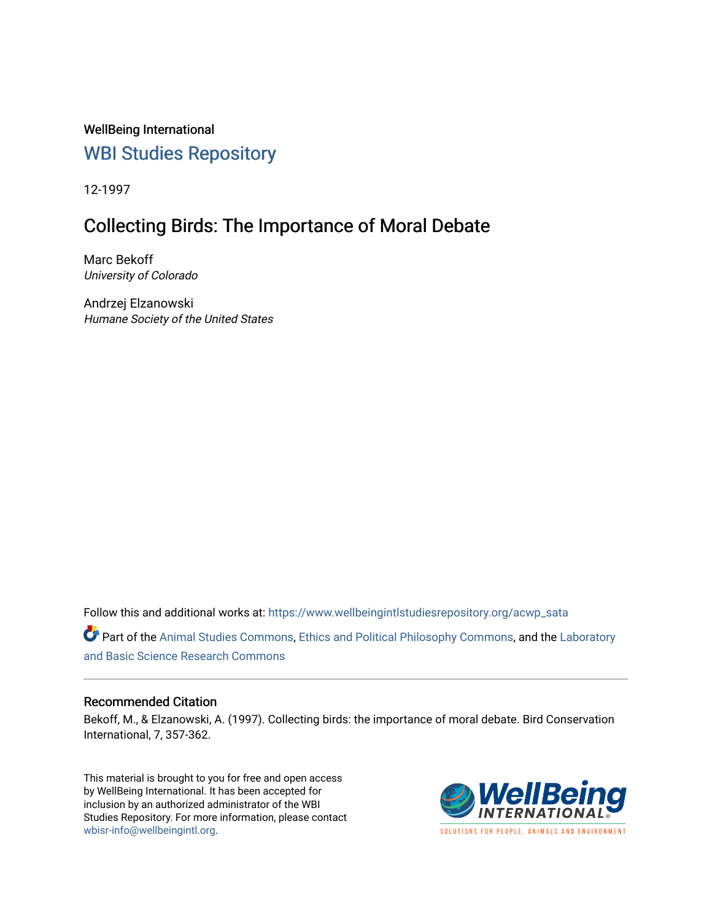WellBeing International

## WBI Studies Repository

12-1997

# Collecting Birds: The Importance of Moral Debate

Marc Bekoff
*University of Colorado*

Andrzej Elzanowski
*Humane Society of the United States*

Follow this and additional works at: https://www.wellbeingintlstudiesrepository.org/acwp_sata

Part of the Animal Studies Commons, Ethics and Political Philosophy Commons, and the Laboratory and Basic Science Research Commons

### Recommended Citation

Bekoff, M., & Elzanowski, A. (1997). Collecting birds: the importance of moral debate. Bird Conservation International, 7, 357-362.

This material is brought to you for free and open access by WellBeing International. It has been accepted for inclusion by an authorized administrator of the WBI Studies Repository. For more information, please contact wbisr-info@wellbeingintl.org.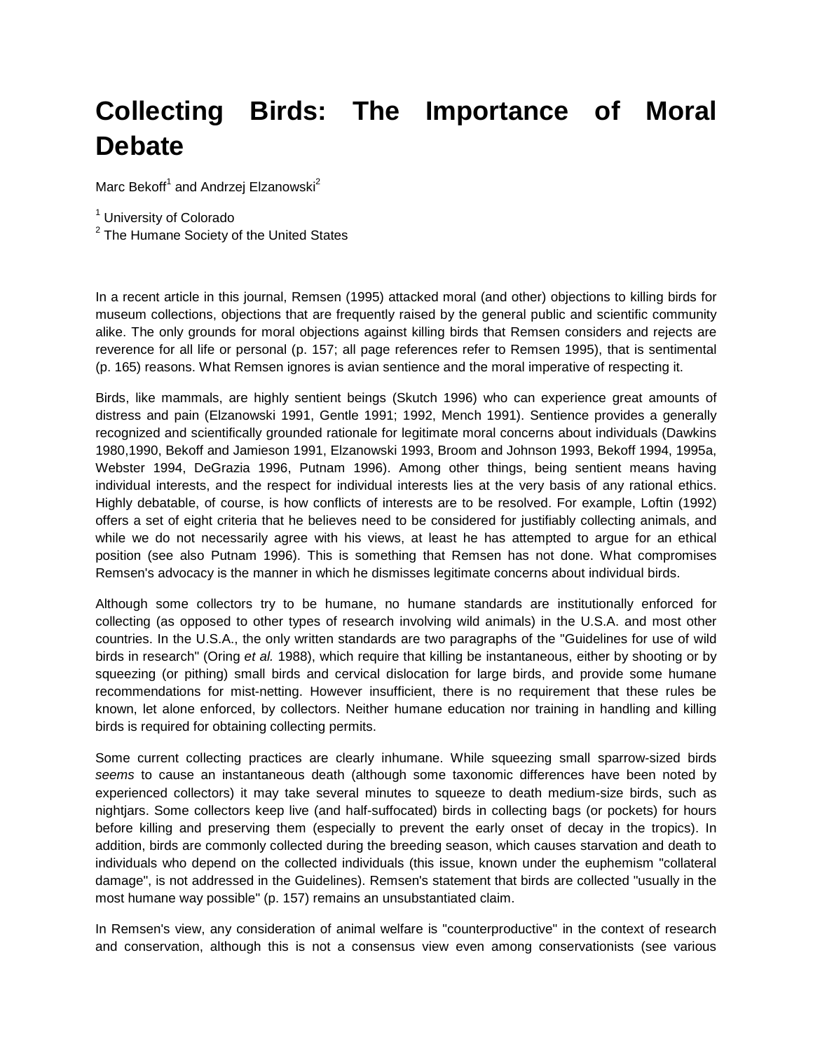# Collecting Birds: The Importance of Moral Debate

Marc Bekoff[1] and Andrzej Elzanowski[2]

[1] University of Colorado

[2] The Humane Society of the United States

In a recent article in this journal, Remsen (1995) attacked moral (and other) objections to killing birds for museum collections, objections that are frequently raised by the general public and scientific community alike. The only grounds for moral objections against killing birds that Remsen considers and rejects are reverence for all life or personal (p. 157; all page references refer to Remsen 1995), that is sentimental (p. 165) reasons. What Remsen ignores is avian sentience and the moral imperative of respecting it.

Birds, like mammals, are highly sentient beings (Skutch 1996) who can experience great amounts of distress and pain (Elzanowski 1991, Gentle 1991; 1992, Mench 1991). Sentience provides a generally recognized and scientifically grounded rationale for legitimate moral concerns about individuals (Dawkins 1980,1990, Bekoff and Jamieson 1991, Elzanowski 1993, Broom and Johnson 1993, Bekoff 1994, 1995a, Webster 1994, DeGrazia 1996, Putnam 1996). Among other things, being sentient means having individual interests, and the respect for individual interests lies at the very basis of any rational ethics. Highly debatable, of course, is how conflicts of interests are to be resolved. For example, Loftin (1992) offers a set of eight criteria that he believes need to be considered for justifiably collecting animals, and while we do not necessarily agree with his views, at least he has attempted to argue for an ethical position (see also Putnam 1996). This is something that Remsen has not done. What compromises Remsen's advocacy is the manner in which he dismisses legitimate concerns about individual birds.

Although some collectors try to be humane, no humane standards are institutionally enforced for collecting (as opposed to other types of research involving wild animals) in the U.S.A. and most other countries. In the U.S.A., the only written standards are two paragraphs of the "Guidelines for use of wild birds in research" (Oring *et al.* 1988), which require that killing be instantaneous, either by shooting or by squeezing (or pithing) small birds and cervical dislocation for large birds, and provide some humane recommendations for mist-netting. However insufficient, there is no requirement that these rules be known, let alone enforced, by collectors. Neither humane education nor training in handling and killing birds is required for obtaining collecting permits.

Some current collecting practices are clearly inhumane. While squeezing small sparrow-sized birds *seems* to cause an instantaneous death (although some taxonomic differences have been noted by experienced collectors) it may take several minutes to squeeze to death medium-size birds, such as nightjars. Some collectors keep live (and half-suffocated) birds in collecting bags (or pockets) for hours before killing and preserving them (especially to prevent the early onset of decay in the tropics). In addition, birds are commonly collected during the breeding season, which causes starvation and death to individuals who depend on the collected individuals (this issue, known under the euphemism "collateral damage", is not addressed in the Guidelines). Remsen's statement that birds are collected "usually in the most humane way possible" (p. 157) remains an unsubstantiated claim.

In Remsen's view, any consideration of animal welfare is "counterproductive" in the context of research and conservation, although this is not a consensus view even among conservationists (see various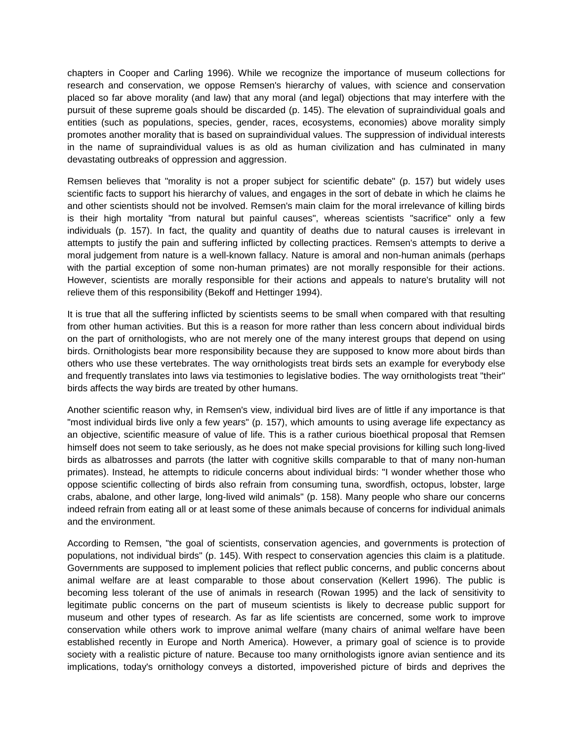chapters in Cooper and Carling 1996). While we recognize the importance of museum collections for research and conservation, we oppose Remsen's hierarchy of values, with science and conservation placed so far above morality (and law) that any moral (and legal) objections that may interfere with the pursuit of these supreme goals should be discarded (p. 145). The elevation of supraindividual goals and entities (such as populations, species, gender, races, ecosystems, economies) above morality simply promotes another morality that is based on supraindividual values. The suppression of individual interests in the name of supraindividual values is as old as human civilization and has culminated in many devastating outbreaks of oppression and aggression.

Remsen believes that "morality is not a proper subject for scientific debate" (p. 157) but widely uses scientific facts to support his hierarchy of values, and engages in the sort of debate in which he claims he and other scientists should not be involved. Remsen's main claim for the moral irrelevance of killing birds is their high mortality "from natural but painful causes", whereas scientists "sacrifice" only a few individuals (p. 157). In fact, the quality and quantity of deaths due to natural causes is irrelevant in attempts to justify the pain and suffering inflicted by collecting practices. Remsen's attempts to derive a moral judgement from nature is a well-known fallacy. Nature is amoral and non-human animals (perhaps with the partial exception of some non-human primates) are not morally responsible for their actions. However, scientists are morally responsible for their actions and appeals to nature's brutality will not relieve them of this responsibility (Bekoff and Hettinger 1994).

It is true that all the suffering inflicted by scientists seems to be small when compared with that resulting from other human activities. But this is a reason for more rather than less concern about individual birds on the part of ornithologists, who are not merely one of the many interest groups that depend on using birds. Ornithologists bear more responsibility because they are supposed to know more about birds than others who use these vertebrates. The way ornithologists treat birds sets an example for everybody else and frequently translates into laws via testimonies to legislative bodies. The way ornithologists treat "their" birds affects the way birds are treated by other humans.

Another scientific reason why, in Remsen's view, individual bird lives are of little if any importance is that "most individual birds live only a few years" (p. 157), which amounts to using average life expectancy as an objective, scientific measure of value of life. This is a rather curious bioethical proposal that Remsen himself does not seem to take seriously, as he does not make special provisions for killing such long-lived birds as albatrosses and parrots (the latter with cognitive skills comparable to that of many non-human primates). Instead, he attempts to ridicule concerns about individual birds: "I wonder whether those who oppose scientific collecting of birds also refrain from consuming tuna, swordfish, octopus, lobster, large crabs, abalone, and other large, long-lived wild animals" (p. 158). Many people who share our concerns indeed refrain from eating all or at least some of these animals because of concerns for individual animals and the environment.

According to Remsen, "the goal of scientists, conservation agencies, and governments is protection of populations, not individual birds" (p. 145). With respect to conservation agencies this claim is a platitude. Governments are supposed to implement policies that reflect public concerns, and public concerns about animal welfare are at least comparable to those about conservation (Kellert 1996). The public is becoming less tolerant of the use of animals in research (Rowan 1995) and the lack of sensitivity to legitimate public concerns on the part of museum scientists is likely to decrease public support for museum and other types of research. As far as life scientists are concerned, some work to improve conservation while others work to improve animal welfare (many chairs of animal welfare have been established recently in Europe and North America). However, a primary goal of science is to provide society with a realistic picture of nature. Because too many ornithologists ignore avian sentience and its implications, today's ornithology conveys a distorted, impoverished picture of birds and deprives the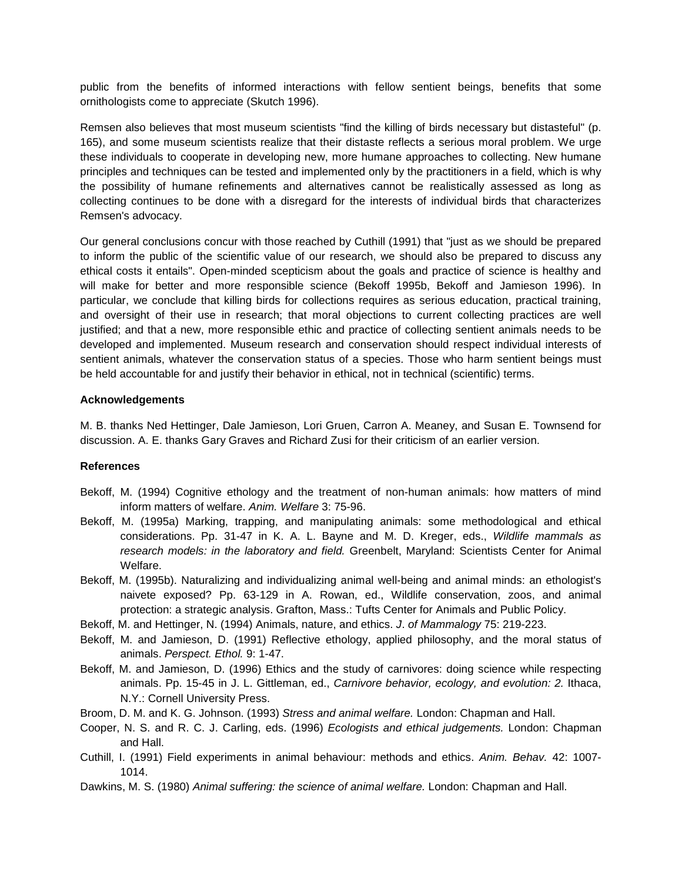public from the benefits of informed interactions with fellow sentient beings, benefits that some ornithologists come to appreciate (Skutch 1996).

Remsen also believes that most museum scientists "find the killing of birds necessary but distasteful" (p. 165), and some museum scientists realize that their distaste reflects a serious moral problem. We urge these individuals to cooperate in developing new, more humane approaches to collecting. New humane principles and techniques can be tested and implemented only by the practitioners in a field, which is why the possibility of humane refinements and alternatives cannot be realistically assessed as long as collecting continues to be done with a disregard for the interests of individual birds that characterizes Remsen's advocacy.

Our general conclusions concur with those reached by Cuthill (1991) that "just as we should be prepared to inform the public of the scientific value of our research, we should also be prepared to discuss any ethical costs it entails". Open-minded scepticism about the goals and practice of science is healthy and will make for better and more responsible science (Bekoff 1995b, Bekoff and Jamieson 1996). In particular, we conclude that killing birds for collections requires as serious education, practical training, and oversight of their use in research; that moral objections to current collecting practices are well justified; and that a new, more responsible ethic and practice of collecting sentient animals needs to be developed and implemented. Museum research and conservation should respect individual interests of sentient animals, whatever the conservation status of a species. Those who harm sentient beings must be held accountable for and justify their behavior in ethical, not in technical (scientific) terms.

**Acknowledgements**

M. B. thanks Ned Hettinger, Dale Jamieson, Lori Gruen, Carron A. Meaney, and Susan E. Townsend for discussion. A. E. thanks Gary Graves and Richard Zusi for their criticism of an earlier version.

**References**

Bekoff, M. (1994) Cognitive ethology and the treatment of non-human animals: how matters of mind inform matters of welfare. *Anim. Welfare* 3: 75-96.

Bekoff, M. (1995a) Marking, trapping, and manipulating animals: some methodological and ethical considerations. Pp. 31-47 in K. A. L. Bayne and M. D. Kreger, eds., *Wildlife mammals as research models: in the laboratory and field.* Greenbelt, Maryland: Scientists Center for Animal Welfare.

Bekoff, M. (1995b). Naturalizing and individualizing animal well-being and animal minds: an ethologist's naivete exposed? Pp. 63-129 in A. Rowan, ed., Wildlife conservation, zoos, and animal protection: a strategic analysis. Grafton, Mass.: Tufts Center for Animals and Public Policy.

Bekoff, M. and Hettinger, N. (1994) Animals, nature, and ethics. *J. of Mammalogy* 75: 219-223.

Bekoff, M. and Jamieson, D. (1991) Reflective ethology, applied philosophy, and the moral status of animals. *Perspect. Ethol.* 9: 1-47.

Bekoff, M. and Jamieson, D. (1996) Ethics and the study of carnivores: doing science while respecting animals. Pp. 15-45 in J. L. Gittleman, ed., *Carnivore behavior, ecology, and evolution: 2.* Ithaca, N.Y.: Cornell University Press.

Broom, D. M. and K. G. Johnson. (1993) *Stress and animal welfare.* London: Chapman and Hall.

Cooper, N. S. and R. C. J. Carling, eds. (1996) *Ecologists and ethical judgements.* London: Chapman and Hall.

Cuthill, I. (1991) Field experiments in animal behaviour: methods and ethics. *Anim. Behav.* 42: 1007-1014.

Dawkins, M. S. (1980) *Animal suffering: the science of animal welfare.* London: Chapman and Hall.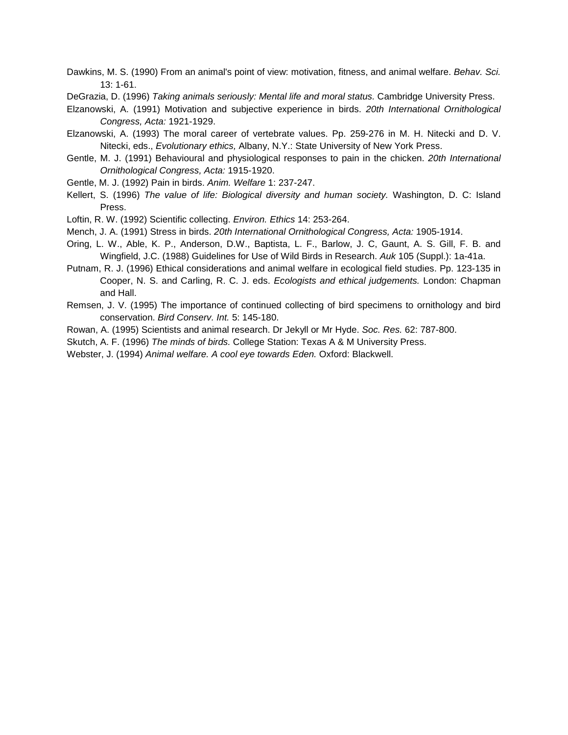Dawkins, M. S. (1990) From an animal's point of view: motivation, fitness, and animal welfare. *Behav. Sci.* 13: 1-61.

DeGrazia, D. (1996) *Taking animals seriously: Mental life and moral status.* Cambridge University Press.

Elzanowski, A. (1991) Motivation and subjective experience in birds. *20th International Ornithological Congress, Acta:* 1921-1929.

Elzanowski, A. (1993) The moral career of vertebrate values. Pp. 259-276 in M. H. Nitecki and D. V. Nitecki, eds., *Evolutionary ethics,* Albany, N.Y.: State University of New York Press.

Gentle, M. J. (1991) Behavioural and physiological responses to pain in the chicken. *20th International Ornithological Congress, Acta:* 1915-1920.

Gentle, M. J. (1992) Pain in birds. *Anim. Welfare* 1: 237-247.

Kellert, S. (1996) *The value of life: Biological diversity and human society.* Washington, D. C: Island Press.

Loftin, R. W. (1992) Scientific collecting. *Environ. Ethics* 14: 253-264.

Mench, J. A. (1991) Stress in birds. *20th International Ornithological Congress, Acta:* 1905-1914.

Oring, L. W., Able, K. P., Anderson, D.W., Baptista, L. F., Barlow, J. C, Gaunt, A. S. Gill, F. B. and Wingfield, J.C. (1988) Guidelines for Use of Wild Birds in Research. *Auk* 105 (Suppl.): 1a-41a.

Putnam, R. J. (1996) Ethical considerations and animal welfare in ecological field studies. Pp. 123-135 in Cooper, N. S. and Carling, R. C. J. eds. *Ecologists and ethical judgements.* London: Chapman and Hall.

Remsen, J. V. (1995) The importance of continued collecting of bird specimens to ornithology and bird conservation. *Bird Conserv. Int.* 5: 145-180.

Rowan, A. (1995) Scientists and animal research. Dr Jekyll or Mr Hyde. *Soc. Res.* 62: 787-800.

Skutch, A. F. (1996) *The minds of birds.* College Station: Texas A & M University Press.

Webster, J. (1994) *Animal welfare. A cool eye towards Eden.* Oxford: Blackwell.